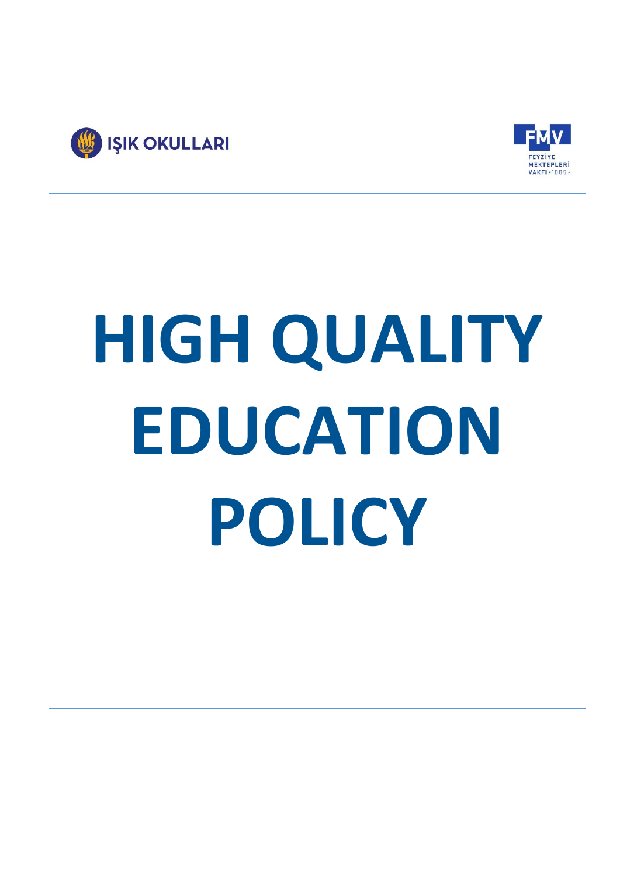IŞIK OKULLARI

FMV
FEYZİYE MEKTEPLERİ VAKFI • 1885 •

# HIGH QUALITY EDUCATION POLICY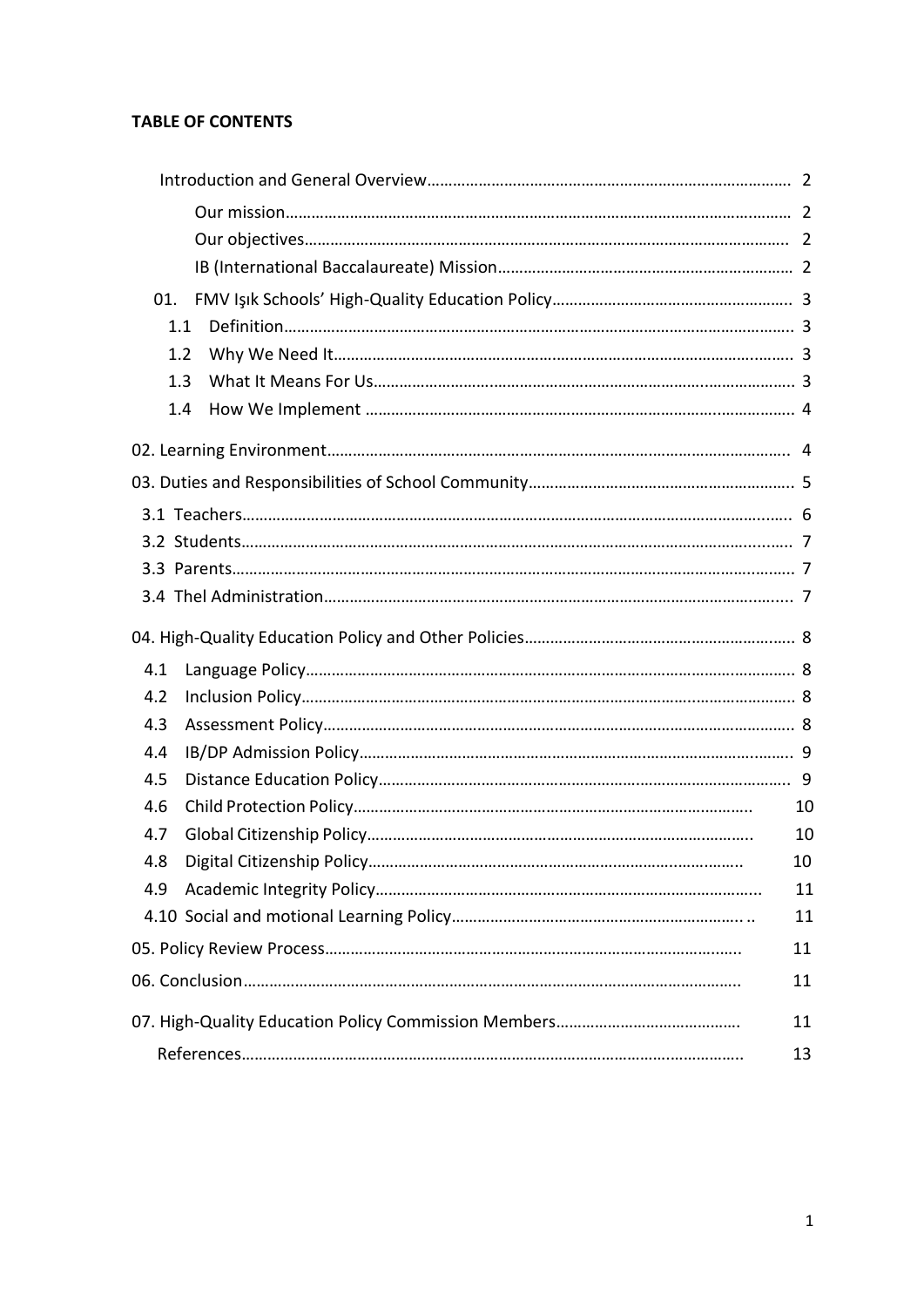**TABLE OF CONTENTS**

Introduction and General Overview…… 2

- Our mission…… 2
- Our objectives…… 2
- IB (International Baccalaureate) Mission…… 2

01. FMV Işık Schools' High-Quality Education Policy…… 3
    - 1.1 Definition…… 3
    - 1.2 Why We Need It…… 3
    - 1.3 What It Means For Us…… 3
    - 1.4 How We Implement …… 4

02. Learning Environment…… 4

03. Duties and Responsibilities of School Community…… 5

- 3.1 Teachers…… 6
- 3.2 Students…… 7
- 3.3 Parents…… 7
- 3.4 Thel Administration…… 7

04. High-Quality Education Policy and Other Policies…… 8

- 4.1 Language Policy…… 8
- 4.2 Inclusion Policy…… 8
- 4.3 Assessment Policy…… 8
- 4.4 IB/DP Admission Policy…… 9
- 4.5 Distance Education Policy…… 9
- 4.6 Child Protection Policy…… 10
- 4.7 Global Citizenship Policy…… 10
- 4.8 Digital Citizenship Policy…… 10
- 4.9 Academic Integrity Policy…… 11
- 4.10 Social and motional Learning Policy…… .. 11

05. Policy Review Process…… 11

06. Conclusion…… 11

07. High-Quality Education Policy Commission Members…… 11

References…… 13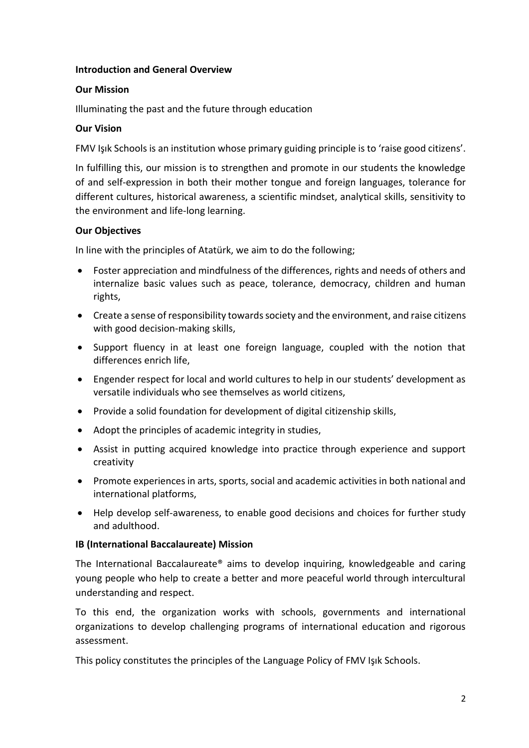## Introduction and General Overview

### Our Mission

Illuminating the past and the future through education

### Our Vision

FMV Işık Schools is an institution whose primary guiding principle is to 'raise good citizens'.

In fulfilling this, our mission is to strengthen and promote in our students the knowledge of and self-expression in both their mother tongue and foreign languages, tolerance for different cultures, historical awareness, a scientific mindset, analytical skills, sensitivity to the environment and life-long learning.

### Our Objectives

In line with the principles of Atatürk, we aim to do the following;

- Foster appreciation and mindfulness of the differences, rights and needs of others and internalize basic values such as peace, tolerance, democracy, children and human rights,
- Create a sense of responsibility towards society and the environment, and raise citizens with good decision-making skills,
- Support fluency in at least one foreign language, coupled with the notion that differences enrich life,
- Engender respect for local and world cultures to help in our students' development as versatile individuals who see themselves as world citizens,
- Provide a solid foundation for development of digital citizenship skills,
- Adopt the principles of academic integrity in studies,
- Assist in putting acquired knowledge into practice through experience and support creativity
- Promote experiences in arts, sports, social and academic activities in both national and international platforms,
- Help develop self-awareness, to enable good decisions and choices for further study and adulthood.

### IB (International Baccalaureate) Mission

The International Baccalaureate® aims to develop inquiring, knowledgeable and caring young people who help to create a better and more peaceful world through intercultural understanding and respect.

To this end, the organization works with schools, governments and international organizations to develop challenging programs of international education and rigorous assessment.

This policy constitutes the principles of the Language Policy of FMV Işık Schools.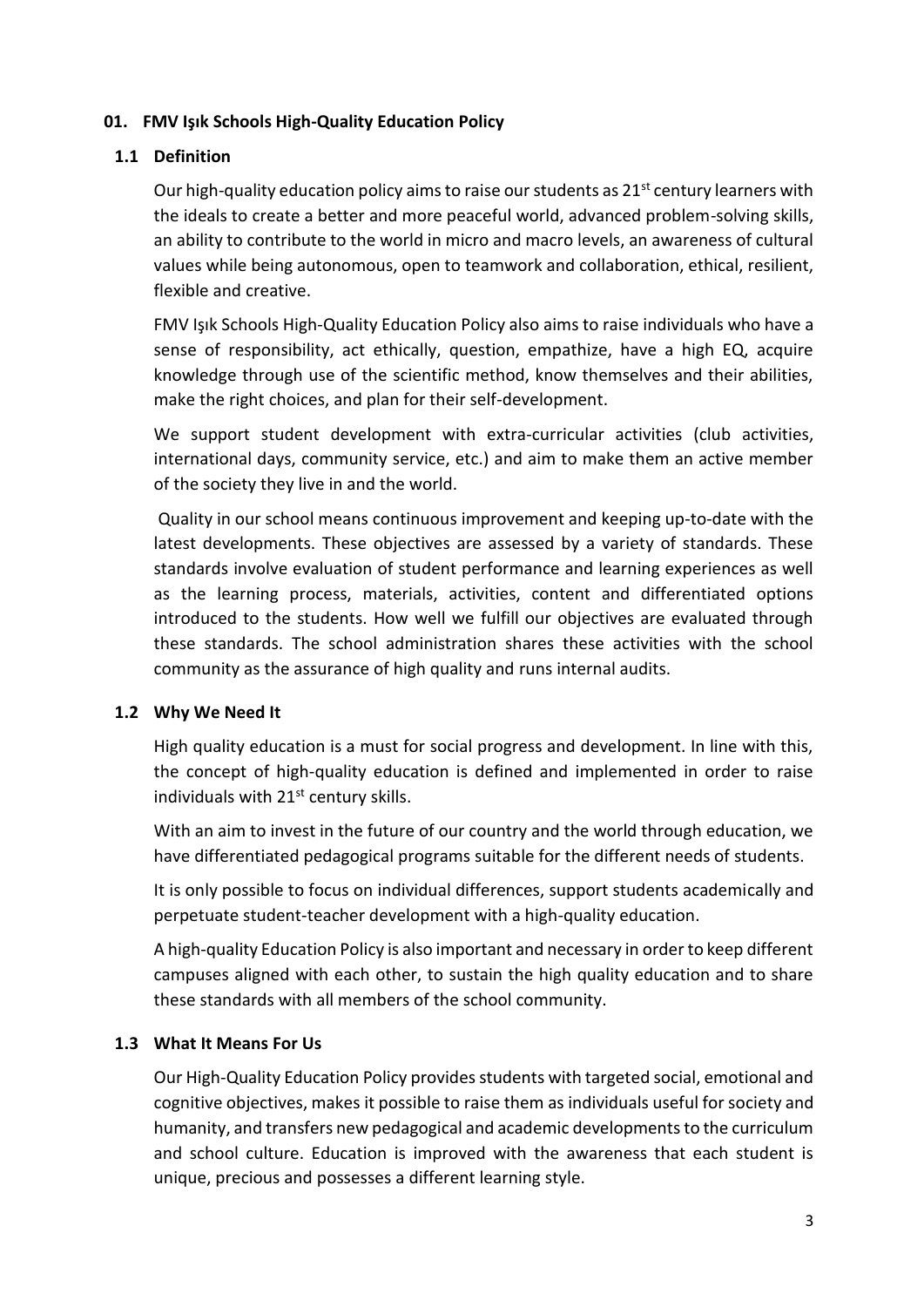## 01. FMV Işık Schools High-Quality Education Policy

### 1.1 Definition

Our high-quality education policy aims to raise our students as 21st century learners with the ideals to create a better and more peaceful world, advanced problem-solving skills, an ability to contribute to the world in micro and macro levels, an awareness of cultural values while being autonomous, open to teamwork and collaboration, ethical, resilient, flexible and creative.

FMV Işık Schools High-Quality Education Policy also aims to raise individuals who have a sense of responsibility, act ethically, question, empathize, have a high EQ, acquire knowledge through use of the scientific method, know themselves and their abilities, make the right choices, and plan for their self-development.

We support student development with extra-curricular activities (club activities, international days, community service, etc.) and aim to make them an active member of the society they live in and the world.

Quality in our school means continuous improvement and keeping up-to-date with the latest developments. These objectives are assessed by a variety of standards. These standards involve evaluation of student performance and learning experiences as well as the learning process, materials, activities, content and differentiated options introduced to the students. How well we fulfill our objectives are evaluated through these standards. The school administration shares these activities with the school community as the assurance of high quality and runs internal audits.

### 1.2 Why We Need It

High quality education is a must for social progress and development. In line with this, the concept of high-quality education is defined and implemented in order to raise individuals with 21st century skills.

With an aim to invest in the future of our country and the world through education, we have differentiated pedagogical programs suitable for the different needs of students.

It is only possible to focus on individual differences, support students academically and perpetuate student-teacher development with a high-quality education.

A high-quality Education Policy is also important and necessary in order to keep different campuses aligned with each other, to sustain the high quality education and to share these standards with all members of the school community.

### 1.3 What It Means For Us

Our High-Quality Education Policy provides students with targeted social, emotional and cognitive objectives, makes it possible to raise them as individuals useful for society and humanity, and transfers new pedagogical and academic developments to the curriculum and school culture. Education is improved with the awareness that each student is unique, precious and possesses a different learning style.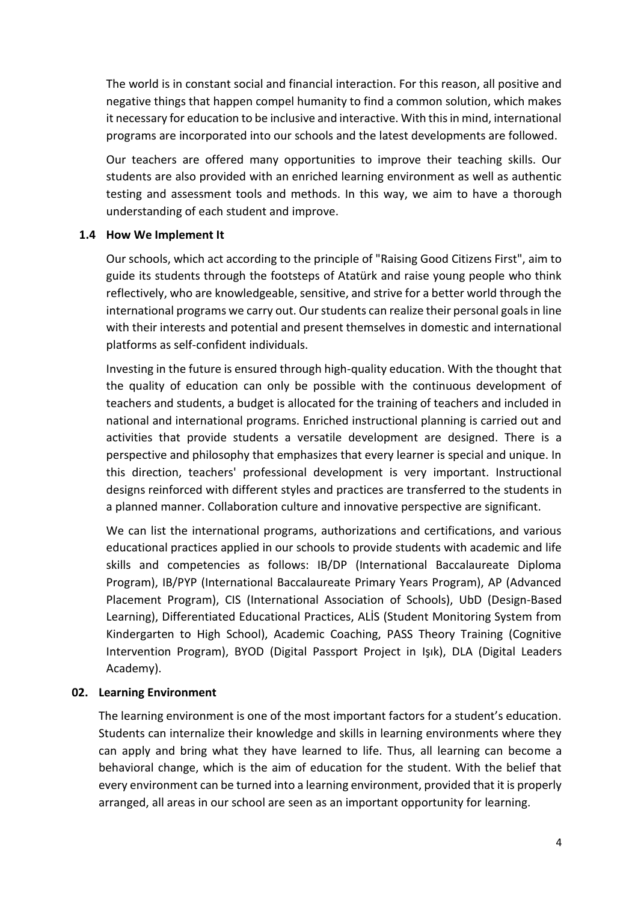The world is in constant social and financial interaction. For this reason, all positive and negative things that happen compel humanity to find a common solution, which makes it necessary for education to be inclusive and interactive. With this in mind, international programs are incorporated into our schools and the latest developments are followed.

Our teachers are offered many opportunities to improve their teaching skills. Our students are also provided with an enriched learning environment as well as authentic testing and assessment tools and methods. In this way, we aim to have a thorough understanding of each student and improve.

### 1.4 How We Implement It

Our schools, which act according to the principle of "Raising Good Citizens First", aim to guide its students through the footsteps of Atatürk and raise young people who think reflectively, who are knowledgeable, sensitive, and strive for a better world through the international programs we carry out. Our students can realize their personal goals in line with their interests and potential and present themselves in domestic and international platforms as self-confident individuals.

Investing in the future is ensured through high-quality education. With the thought that the quality of education can only be possible with the continuous development of teachers and students, a budget is allocated for the training of teachers and included in national and international programs. Enriched instructional planning is carried out and activities that provide students a versatile development are designed. There is a perspective and philosophy that emphasizes that every learner is special and unique. In this direction, teachers' professional development is very important. Instructional designs reinforced with different styles and practices are transferred to the students in a planned manner. Collaboration culture and innovative perspective are significant.

We can list the international programs, authorizations and certifications, and various educational practices applied in our schools to provide students with academic and life skills and competencies as follows: IB/DP (International Baccalaureate Diploma Program), IB/PYP (International Baccalaureate Primary Years Program), AP (Advanced Placement Program), CIS (International Association of Schools), UbD (Design-Based Learning), Differentiated Educational Practices, ALİS (Student Monitoring System from Kindergarten to High School), Academic Coaching, PASS Theory Training (Cognitive Intervention Program), BYOD (Digital Passport Project in Işık), DLA (Digital Leaders Academy).

## 02. Learning Environment

The learning environment is one of the most important factors for a student's education. Students can internalize their knowledge and skills in learning environments where they can apply and bring what they have learned to life. Thus, all learning can become a behavioral change, which is the aim of education for the student. With the belief that every environment can be turned into a learning environment, provided that it is properly arranged, all areas in our school are seen as an important opportunity for learning.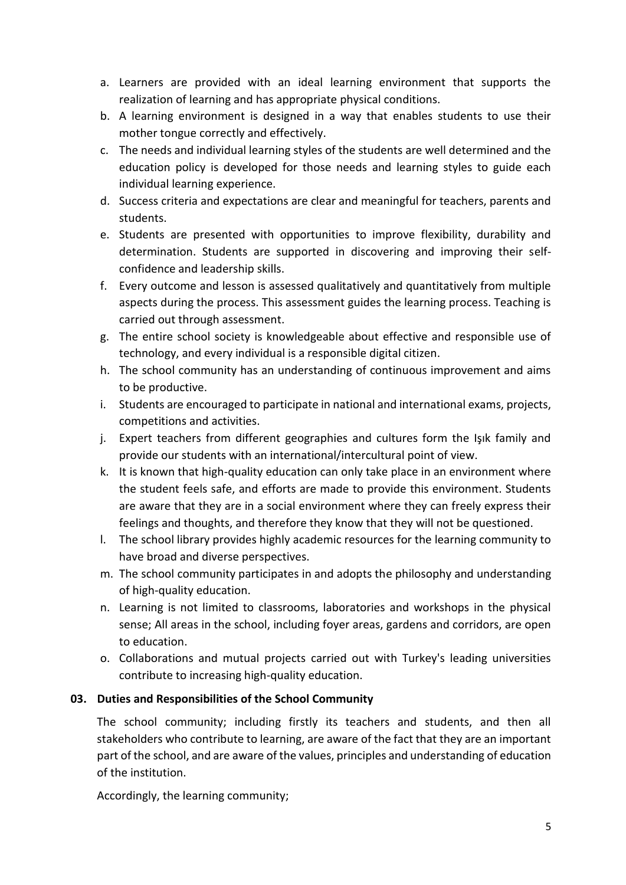a. Learners are provided with an ideal learning environment that supports the realization of learning and has appropriate physical conditions.
b. A learning environment is designed in a way that enables students to use their mother tongue correctly and effectively.
c. The needs and individual learning styles of the students are well determined and the education policy is developed for those needs and learning styles to guide each individual learning experience.
d. Success criteria and expectations are clear and meaningful for teachers, parents and students.
e. Students are presented with opportunities to improve flexibility, durability and determination. Students are supported in discovering and improving their self-confidence and leadership skills.
f. Every outcome and lesson is assessed qualitatively and quantitatively from multiple aspects during the process. This assessment guides the learning process. Teaching is carried out through assessment.
g. The entire school society is knowledgeable about effective and responsible use of technology, and every individual is a responsible digital citizen.
h. The school community has an understanding of continuous improvement and aims to be productive.
i. Students are encouraged to participate in national and international exams, projects, competitions and activities.
j. Expert teachers from different geographies and cultures form the Işık family and provide our students with an international/intercultural point of view.
k. It is known that high-quality education can only take place in an environment where the student feels safe, and efforts are made to provide this environment. Students are aware that they are in a social environment where they can freely express their feelings and thoughts, and therefore they know that they will not be questioned.
l. The school library provides highly academic resources for the learning community to have broad and diverse perspectives.
m. The school community participates in and adopts the philosophy and understanding of high-quality education.
n. Learning is not limited to classrooms, laboratories and workshops in the physical sense; All areas in the school, including foyer areas, gardens and corridors, are open to education.
o. Collaborations and mutual projects carried out with Turkey's leading universities contribute to increasing high-quality education.

## 03. Duties and Responsibilities of the School Community

The school community; including firstly its teachers and students, and then all stakeholders who contribute to learning, are aware of the fact that they are an important part of the school, and are aware of the values, principles and understanding of education of the institution.

Accordingly, the learning community;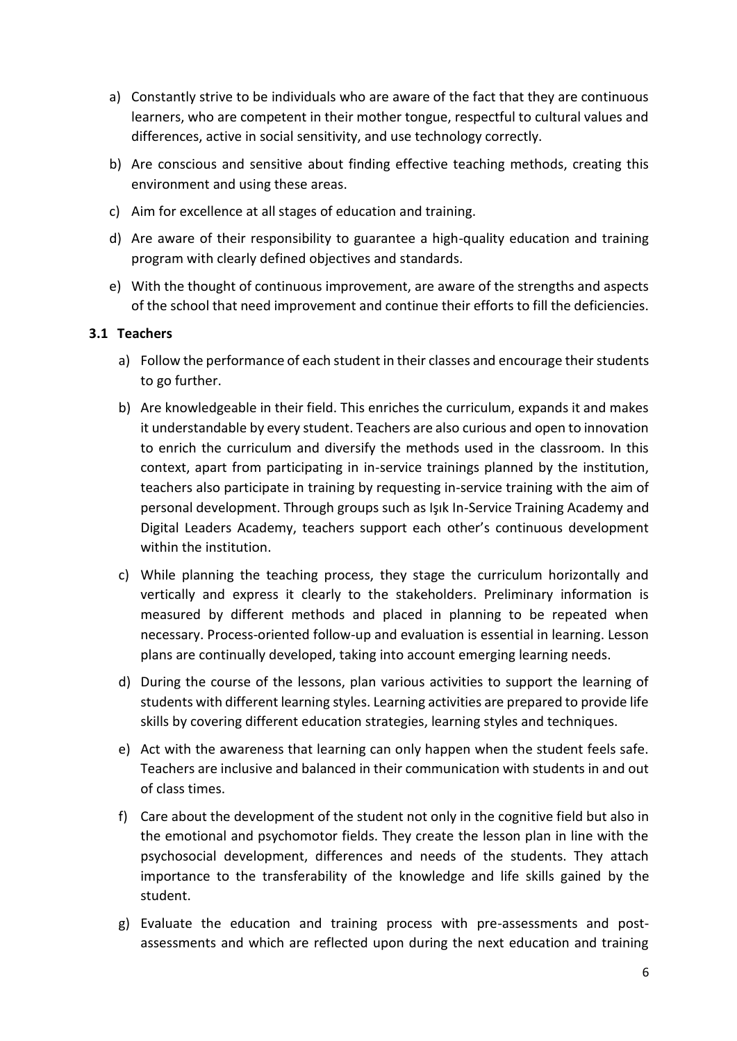a) Constantly strive to be individuals who are aware of the fact that they are continuous learners, who are competent in their mother tongue, respectful to cultural values and differences, active in social sensitivity, and use technology correctly.

b) Are conscious and sensitive about finding effective teaching methods, creating this environment and using these areas.

c) Aim for excellence at all stages of education and training.

d) Are aware of their responsibility to guarantee a high-quality education and training program with clearly defined objectives and standards.

e) With the thought of continuous improvement, are aware of the strengths and aspects of the school that need improvement and continue their efforts to fill the deficiencies.

### 3.1 Teachers

a) Follow the performance of each student in their classes and encourage their students to go further.

b) Are knowledgeable in their field. This enriches the curriculum, expands it and makes it understandable by every student. Teachers are also curious and open to innovation to enrich the curriculum and diversify the methods used in the classroom. In this context, apart from participating in in-service trainings planned by the institution, teachers also participate in training by requesting in-service training with the aim of personal development. Through groups such as Işık In-Service Training Academy and Digital Leaders Academy, teachers support each other's continuous development within the institution.

c) While planning the teaching process, they stage the curriculum horizontally and vertically and express it clearly to the stakeholders. Preliminary information is measured by different methods and placed in planning to be repeated when necessary. Process-oriented follow-up and evaluation is essential in learning. Lesson plans are continually developed, taking into account emerging learning needs.

d) During the course of the lessons, plan various activities to support the learning of students with different learning styles. Learning activities are prepared to provide life skills by covering different education strategies, learning styles and techniques.

e) Act with the awareness that learning can only happen when the student feels safe. Teachers are inclusive and balanced in their communication with students in and out of class times.

f) Care about the development of the student not only in the cognitive field but also in the emotional and psychomotor fields. They create the lesson plan in line with the psychosocial development, differences and needs of the students. They attach importance to the transferability of the knowledge and life skills gained by the student.

g) Evaluate the education and training process with pre-assessments and post-assessments and which are reflected upon during the next education and training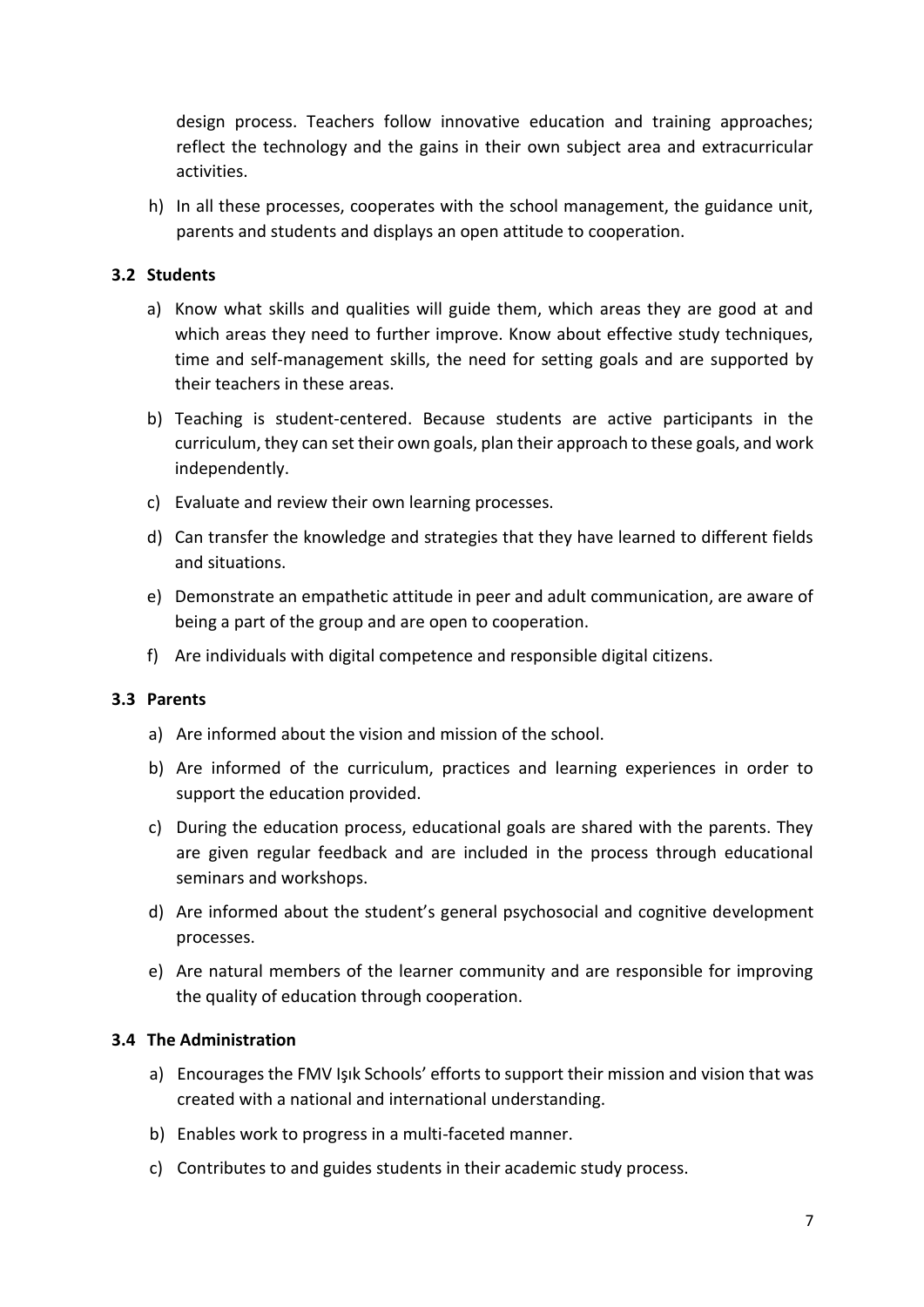design process. Teachers follow innovative education and training approaches; reflect the technology and the gains in their own subject area and extracurricular activities.

h) In all these processes, cooperates with the school management, the guidance unit, parents and students and displays an open attitude to cooperation.

### 3.2 Students

a) Know what skills and qualities will guide them, which areas they are good at and which areas they need to further improve. Know about effective study techniques, time and self-management skills, the need for setting goals and are supported by their teachers in these areas.

b) Teaching is student-centered. Because students are active participants in the curriculum, they can set their own goals, plan their approach to these goals, and work independently.

c) Evaluate and review their own learning processes.

d) Can transfer the knowledge and strategies that they have learned to different fields and situations.

e) Demonstrate an empathetic attitude in peer and adult communication, are aware of being a part of the group and are open to cooperation.

f) Are individuals with digital competence and responsible digital citizens.

### 3.3 Parents

a) Are informed about the vision and mission of the school.

b) Are informed of the curriculum, practices and learning experiences in order to support the education provided.

c) During the education process, educational goals are shared with the parents. They are given regular feedback and are included in the process through educational seminars and workshops.

d) Are informed about the student's general psychosocial and cognitive development processes.

e) Are natural members of the learner community and are responsible for improving the quality of education through cooperation.

### 3.4 The Administration

a) Encourages the FMV Işık Schools' efforts to support their mission and vision that was created with a national and international understanding.

b) Enables work to progress in a multi-faceted manner.

c) Contributes to and guides students in their academic study process.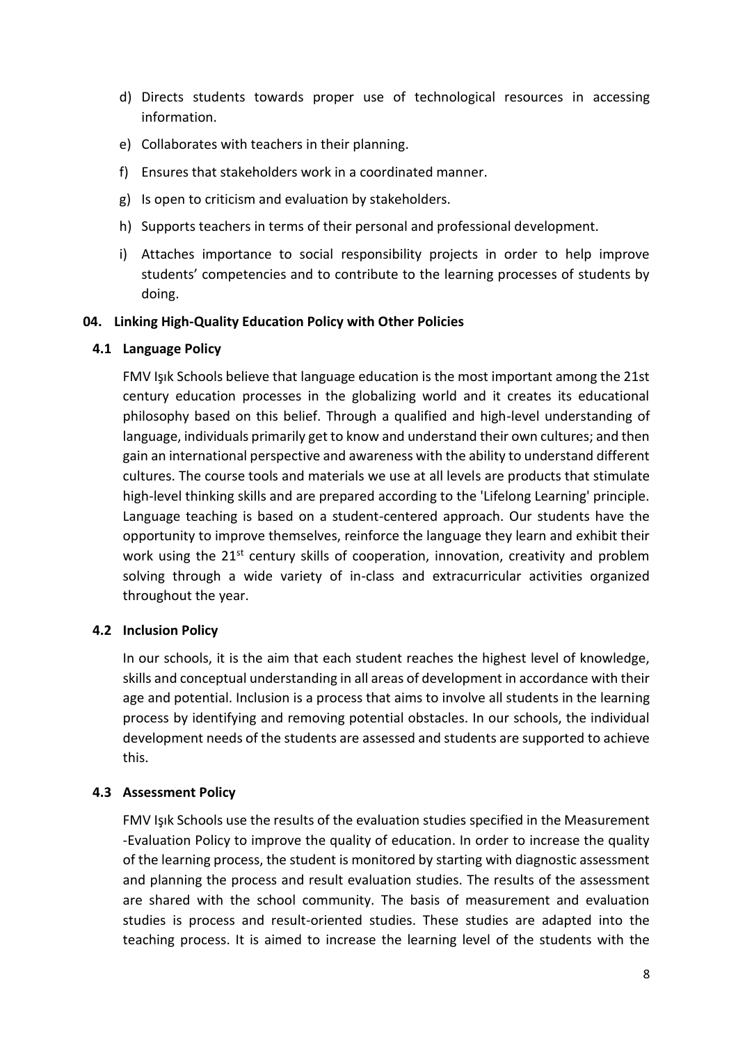d) Directs students towards proper use of technological resources in accessing information.

e) Collaborates with teachers in their planning.

f) Ensures that stakeholders work in a coordinated manner.

g) Is open to criticism and evaluation by stakeholders.

h) Supports teachers in terms of their personal and professional development.

i) Attaches importance to social responsibility projects in order to help improve students' competencies and to contribute to the learning processes of students by doing.

## 04. Linking High-Quality Education Policy with Other Policies

### 4.1 Language Policy

FMV Işık Schools believe that language education is the most important among the 21st century education processes in the globalizing world and it creates its educational philosophy based on this belief. Through a qualified and high-level understanding of language, individuals primarily get to know and understand their own cultures; and then gain an international perspective and awareness with the ability to understand different cultures. The course tools and materials we use at all levels are products that stimulate high-level thinking skills and are prepared according to the 'Lifelong Learning' principle. Language teaching is based on a student-centered approach. Our students have the opportunity to improve themselves, reinforce the language they learn and exhibit their work using the 21st century skills of cooperation, innovation, creativity and problem solving through a wide variety of in-class and extracurricular activities organized throughout the year.

### 4.2 Inclusion Policy

In our schools, it is the aim that each student reaches the highest level of knowledge, skills and conceptual understanding in all areas of development in accordance with their age and potential. Inclusion is a process that aims to involve all students in the learning process by identifying and removing potential obstacles. In our schools, the individual development needs of the students are assessed and students are supported to achieve this.

### 4.3 Assessment Policy

FMV Işık Schools use the results of the evaluation studies specified in the Measurement -Evaluation Policy to improve the quality of education. In order to increase the quality of the learning process, the student is monitored by starting with diagnostic assessment and planning the process and result evaluation studies. The results of the assessment are shared with the school community. The basis of measurement and evaluation studies is process and result-oriented studies. These studies are adapted into the teaching process. It is aimed to increase the learning level of the students with the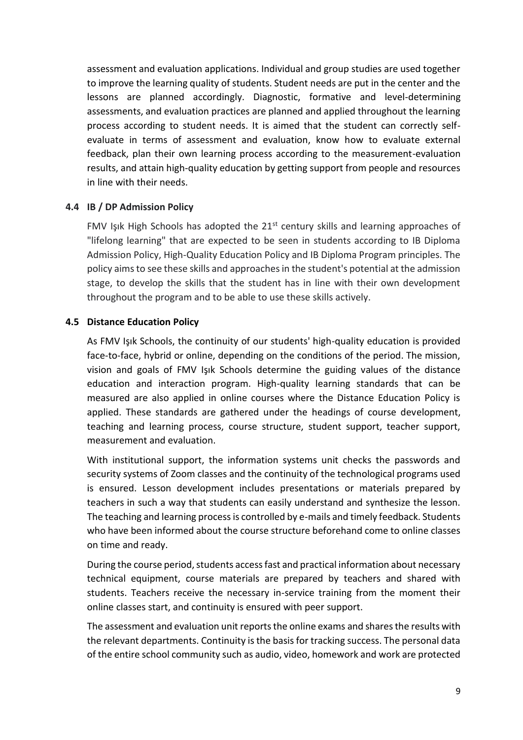assessment and evaluation applications. Individual and group studies are used together to improve the learning quality of students. Student needs are put in the center and the lessons are planned accordingly. Diagnostic, formative and level-determining assessments, and evaluation practices are planned and applied throughout the learning process according to student needs. It is aimed that the student can correctly self-evaluate in terms of assessment and evaluation, know how to evaluate external feedback, plan their own learning process according to the measurement-evaluation results, and attain high-quality education by getting support from people and resources in line with their needs.

### 4.4 IB / DP Admission Policy

FMV Işık High Schools has adopted the 21st century skills and learning approaches of "lifelong learning" that are expected to be seen in students according to IB Diploma Admission Policy, High-Quality Education Policy and IB Diploma Program principles. The policy aims to see these skills and approaches in the student's potential at the admission stage, to develop the skills that the student has in line with their own development throughout the program and to be able to use these skills actively.

### 4.5 Distance Education Policy

As FMV Işık Schools, the continuity of our students' high-quality education is provided face-to-face, hybrid or online, depending on the conditions of the period. The mission, vision and goals of FMV Işık Schools determine the guiding values of the distance education and interaction program. High-quality learning standards that can be measured are also applied in online courses where the Distance Education Policy is applied. These standards are gathered under the headings of course development, teaching and learning process, course structure, student support, teacher support, measurement and evaluation.

With institutional support, the information systems unit checks the passwords and security systems of Zoom classes and the continuity of the technological programs used is ensured. Lesson development includes presentations or materials prepared by teachers in such a way that students can easily understand and synthesize the lesson. The teaching and learning process is controlled by e-mails and timely feedback. Students who have been informed about the course structure beforehand come to online classes on time and ready.

During the course period, students access fast and practical information about necessary technical equipment, course materials are prepared by teachers and shared with students. Teachers receive the necessary in-service training from the moment their online classes start, and continuity is ensured with peer support.

The assessment and evaluation unit reports the online exams and shares the results with the relevant departments. Continuity is the basis for tracking success. The personal data of the entire school community such as audio, video, homework and work are protected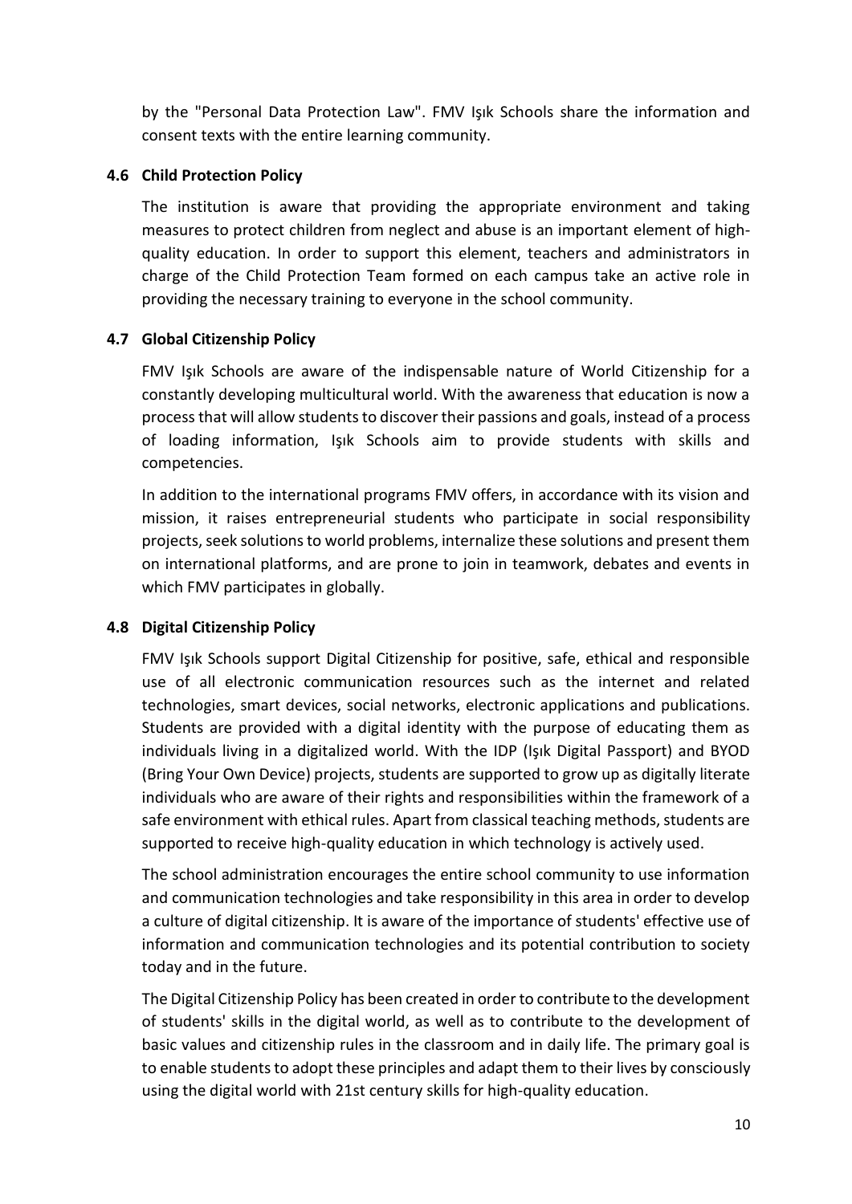by the "Personal Data Protection Law". FMV Işık Schools share the information and consent texts with the entire learning community.

### 4.6 Child Protection Policy

The institution is aware that providing the appropriate environment and taking measures to protect children from neglect and abuse is an important element of high-quality education. In order to support this element, teachers and administrators in charge of the Child Protection Team formed on each campus take an active role in providing the necessary training to everyone in the school community.

### 4.7 Global Citizenship Policy

FMV Işık Schools are aware of the indispensable nature of World Citizenship for a constantly developing multicultural world. With the awareness that education is now a process that will allow students to discover their passions and goals, instead of a process of loading information, Işık Schools aim to provide students with skills and competencies.

In addition to the international programs FMV offers, in accordance with its vision and mission, it raises entrepreneurial students who participate in social responsibility projects, seek solutions to world problems, internalize these solutions and present them on international platforms, and are prone to join in teamwork, debates and events in which FMV participates in globally.

### 4.8 Digital Citizenship Policy

FMV Işık Schools support Digital Citizenship for positive, safe, ethical and responsible use of all electronic communication resources such as the internet and related technologies, smart devices, social networks, electronic applications and publications. Students are provided with a digital identity with the purpose of educating them as individuals living in a digitalized world. With the IDP (Işık Digital Passport) and BYOD (Bring Your Own Device) projects, students are supported to grow up as digitally literate individuals who are aware of their rights and responsibilities within the framework of a safe environment with ethical rules. Apart from classical teaching methods, students are supported to receive high-quality education in which technology is actively used.

The school administration encourages the entire school community to use information and communication technologies and take responsibility in this area in order to develop a culture of digital citizenship. It is aware of the importance of students' effective use of information and communication technologies and its potential contribution to society today and in the future.

The Digital Citizenship Policy has been created in order to contribute to the development of students' skills in the digital world, as well as to contribute to the development of basic values and citizenship rules in the classroom and in daily life. The primary goal is to enable students to adopt these principles and adapt them to their lives by consciously using the digital world with 21st century skills for high-quality education.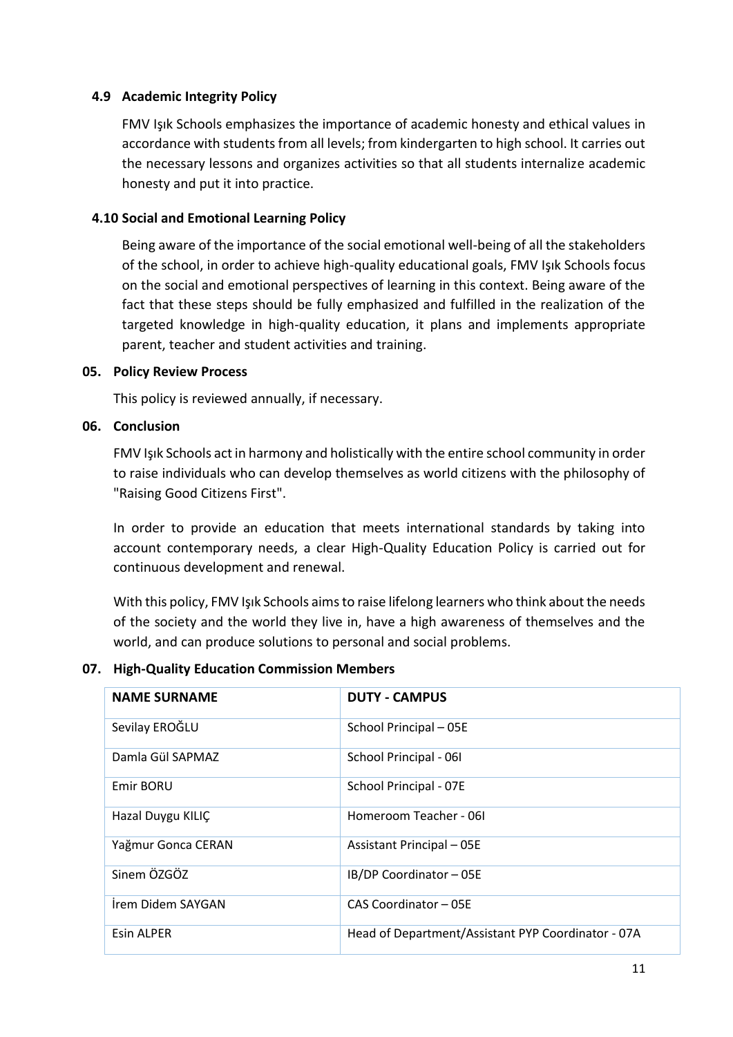### 4.9 Academic Integrity Policy

FMV Işık Schools emphasizes the importance of academic honesty and ethical values in accordance with students from all levels; from kindergarten to high school. It carries out the necessary lessons and organizes activities so that all students internalize academic honesty and put it into practice.

### 4.10 Social and Emotional Learning Policy

Being aware of the importance of the social emotional well-being of all the stakeholders of the school, in order to achieve high-quality educational goals, FMV Işık Schools focus on the social and emotional perspectives of learning in this context. Being aware of the fact that these steps should be fully emphasized and fulfilled in the realization of the targeted knowledge in high-quality education, it plans and implements appropriate parent, teacher and student activities and training.

## 05. Policy Review Process

This policy is reviewed annually, if necessary.

## 06. Conclusion

FMV Işık Schools act in harmony and holistically with the entire school community in order to raise individuals who can develop themselves as world citizens with the philosophy of "Raising Good Citizens First".

In order to provide an education that meets international standards by taking into account contemporary needs, a clear High-Quality Education Policy is carried out for continuous development and renewal.

With this policy, FMV Işık Schools aims to raise lifelong learners who think about the needs of the society and the world they live in, have a high awareness of themselves and the world, and can produce solutions to personal and social problems.

## 07. High-Quality Education Commission Members

| NAME SURNAME | DUTY - CAMPUS |
|---|---|
| Sevilay EROĞLU | School Principal – 05E |
| Damla Gül SAPMAZ | School Principal - 06I |
| Emir BORU | School Principal - 07E |
| Hazal Duygu KILIÇ | Homeroom Teacher - 06I |
| Yağmur Gonca CERAN | Assistant Principal – 05E |
| Sinem ÖZGÖZ | IB/DP Coordinator – 05E |
| İrem Didem SAYGAN | CAS Coordinator – 05E |
| Esin ALPER | Head of Department/Assistant PYP Coordinator - 07A |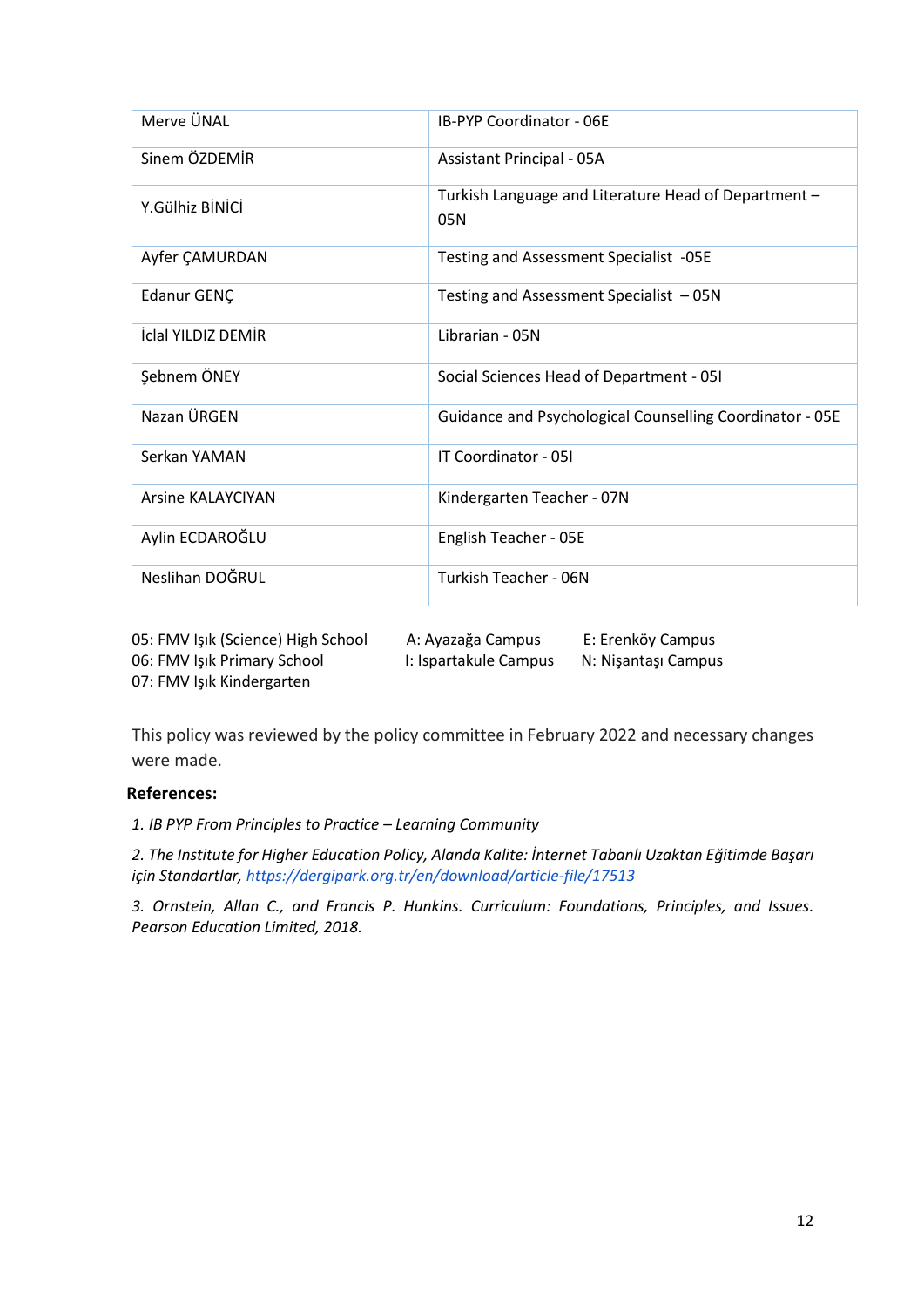| | |
|---|---|
| Merve ÜNAL | IB-PYP Coordinator - 06E |
| Sinem ÖZDEMİR | Assistant Principal - 05A |
| Y.Gülhiz BİNİCİ | Turkish Language and Literature Head of Department – 05N |
| Ayfer ÇAMURDAN | Testing and Assessment Specialist -05E |
| Edanur GENÇ | Testing and Assessment Specialist – 05N |
| İclal YILDIZ DEMİR | Librarian - 05N |
| Şebnem ÖNEY | Social Sciences Head of Department - 05I |
| Nazan ÜRGEN | Guidance and Psychological Counselling Coordinator - 05E |
| Serkan YAMAN | IT Coordinator - 05I |
| Arsine KALAYCIYAN | Kindergarten Teacher - 07N |
| Aylin ECDAROĞLU | English Teacher - 05E |
| Neslihan DOĞRUL | Turkish Teacher - 06N |

05: FMV Işık (Science) High School
06: FMV Işık Primary School
07: FMV Işık Kindergarten

A: Ayazağa Campus
I: Ispartakule Campus

E: Erenköy Campus
N: Nişantaşı Campus

This policy was reviewed by the policy committee in February 2022 and necessary changes were made.

**References:**

*1. IB PYP From Principles to Practice – Learning Community*

*2. The Institute for Higher Education Policy, Alanda Kalite: İnternet Tabanlı Uzaktan Eğitimde Başarı için Standartlar, [https://dergipark.org.tr/en/download/article-file/17513](https://dergipark.org.tr/en/download/article-file/17513)*

*3. Ornstein, Allan C., and Francis P. Hunkins. Curriculum: Foundations, Principles, and Issues. Pearson Education Limited, 2018.*